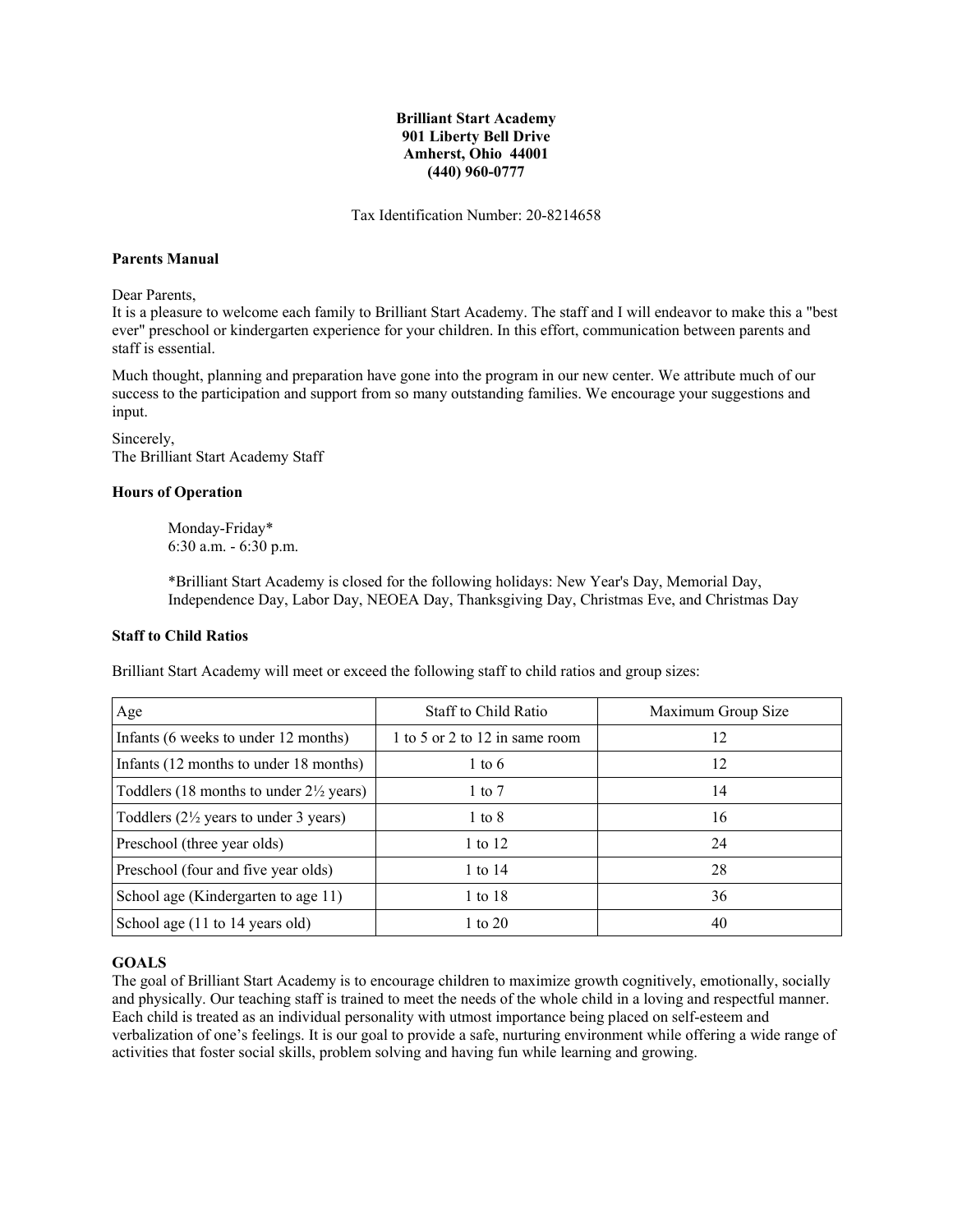**Brilliant Start Academy**
**901 Liberty Bell Drive**
**Amherst, Ohio 44001**
**(440) 960-0777**

Tax Identification Number: 20-8214658

## Parents Manual

Dear Parents,
It is a pleasure to welcome each family to Brilliant Start Academy. The staff and I will endeavor to make this a "best ever" preschool or kindergarten experience for your children. In this effort, communication between parents and staff is essential.

Much thought, planning and preparation have gone into the program in our new center. We attribute much of our success to the participation and support from so many outstanding families. We encourage your suggestions and input.

Sincerely,
The Brilliant Start Academy Staff

## Hours of Operation

Monday-Friday*
6:30 a.m. - 6:30 p.m.

*Brilliant Start Academy is closed for the following holidays: New Year's Day, Memorial Day, Independence Day, Labor Day, NEOEA Day, Thanksgiving Day, Christmas Eve, and Christmas Day

## Staff to Child Ratios

Brilliant Start Academy will meet or exceed the following staff to child ratios and group sizes:

| Age | Staff to Child Ratio | Maximum Group Size |
|---|---|---|
| Infants (6 weeks to under 12 months) | 1 to 5 or 2 to 12 in same room | 12 |
| Infants (12 months to under 18 months) | 1 to 6 | 12 |
| Toddlers (18 months to under 2½ years) | 1 to 7 | 14 |
| Toddlers (2½ years to under 3 years) | 1 to 8 | 16 |
| Preschool (three year olds) | 1 to 12 | 24 |
| Preschool (four and five year olds) | 1 to 14 | 28 |
| School age (Kindergarten to age 11) | 1 to 18 | 36 |
| School age (11 to 14 years old) | 1 to 20 | 40 |

## GOALS

The goal of Brilliant Start Academy is to encourage children to maximize growth cognitively, emotionally, socially and physically. Our teaching staff is trained to meet the needs of the whole child in a loving and respectful manner. Each child is treated as an individual personality with utmost importance being placed on self-esteem and verbalization of one's feelings. It is our goal to provide a safe, nurturing environment while offering a wide range of activities that foster social skills, problem solving and having fun while learning and growing.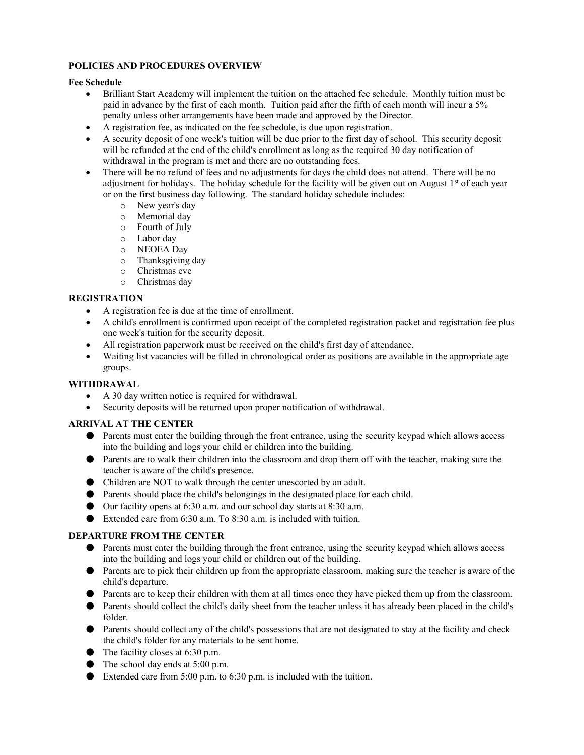**POLICIES AND PROCEDURES OVERVIEW**

**Fee Schedule**

- Brilliant Start Academy will implement the tuition on the attached fee schedule. Monthly tuition must be paid in advance by the first of each month. Tuition paid after the fifth of each month will incur a 5% penalty unless other arrangements have been made and approved by the Director.
- A registration fee, as indicated on the fee schedule, is due upon registration.
- A security deposit of one week's tuition will be due prior to the first day of school. This security deposit will be refunded at the end of the child's enrollment as long as the required 30 day notification of withdrawal in the program is met and there are no outstanding fees.
- There will be no refund of fees and no adjustments for days the child does not attend. There will be no adjustment for holidays. The holiday schedule for the facility will be given out on August 1st of each year or on the first business day following. The standard holiday schedule includes:
    - New year's day
    - Memorial day
    - Fourth of July
    - Labor day
    - NEOEA Day
    - Thanksgiving day
    - Christmas eve
    - Christmas day

**REGISTRATION**

- A registration fee is due at the time of enrollment.
- A child's enrollment is confirmed upon receipt of the completed registration packet and registration fee plus one week's tuition for the security deposit.
- All registration paperwork must be received on the child's first day of attendance.
- Waiting list vacancies will be filled in chronological order as positions are available in the appropriate age groups.

**WITHDRAWAL**

- A 30 day written notice is required for withdrawal.
- Security deposits will be returned upon proper notification of withdrawal.

**ARRIVAL AT THE CENTER**

- Parents must enter the building through the front entrance, using the security keypad which allows access into the building and logs your child or children into the building.
- Parents are to walk their children into the classroom and drop them off with the teacher, making sure the teacher is aware of the child's presence.
- Children are NOT to walk through the center unescorted by an adult.
- Parents should place the child's belongings in the designated place for each child.
- Our facility opens at 6:30 a.m. and our school day starts at 8:30 a.m.
- Extended care from 6:30 a.m. To 8:30 a.m. is included with tuition.

**DEPARTURE FROM THE CENTER**

- Parents must enter the building through the front entrance, using the security keypad which allows access into the building and logs your child or children out of the building.
- Parents are to pick their children up from the appropriate classroom, making sure the teacher is aware of the child's departure.
- Parents are to keep their children with them at all times once they have picked them up from the classroom.
- Parents should collect the child's daily sheet from the teacher unless it has already been placed in the child's folder.
- Parents should collect any of the child's possessions that are not designated to stay at the facility and check the child's folder for any materials to be sent home.
- The facility closes at 6:30 p.m.
- The school day ends at 5:00 p.m.
- Extended care from 5:00 p.m. to 6:30 p.m. is included with the tuition.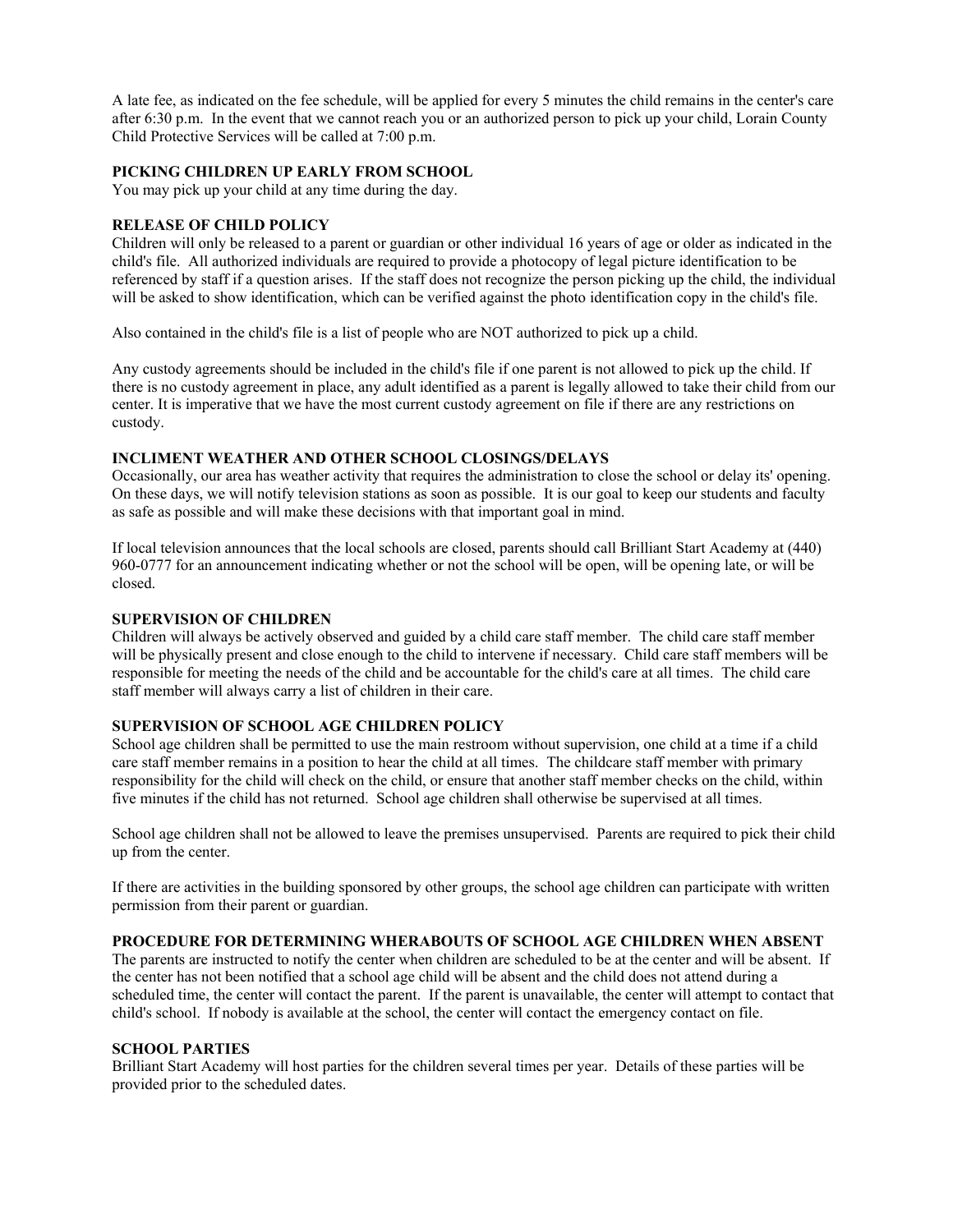A late fee, as indicated on the fee schedule, will be applied for every 5 minutes the child remains in the center's care after 6:30 p.m. In the event that we cannot reach you or an authorized person to pick up your child, Lorain County Child Protective Services will be called at 7:00 p.m.

**PICKING CHILDREN UP EARLY FROM SCHOOL**

You may pick up your child at any time during the day.

**RELEASE OF CHILD POLICY**

Children will only be released to a parent or guardian or other individual 16 years of age or older as indicated in the child's file. All authorized individuals are required to provide a photocopy of legal picture identification to be referenced by staff if a question arises. If the staff does not recognize the person picking up the child, the individual will be asked to show identification, which can be verified against the photo identification copy in the child's file.

Also contained in the child's file is a list of people who are NOT authorized to pick up a child.

Any custody agreements should be included in the child's file if one parent is not allowed to pick up the child. If there is no custody agreement in place, any adult identified as a parent is legally allowed to take their child from our center. It is imperative that we have the most current custody agreement on file if there are any restrictions on custody.

**INCLIMENT WEATHER AND OTHER SCHOOL CLOSINGS/DELAYS**

Occasionally, our area has weather activity that requires the administration to close the school or delay its' opening. On these days, we will notify television stations as soon as possible. It is our goal to keep our students and faculty as safe as possible and will make these decisions with that important goal in mind.

If local television announces that the local schools are closed, parents should call Brilliant Start Academy at (440) 960-0777 for an announcement indicating whether or not the school will be open, will be opening late, or will be closed.

**SUPERVISION OF CHILDREN**

Children will always be actively observed and guided by a child care staff member. The child care staff member will be physically present and close enough to the child to intervene if necessary. Child care staff members will be responsible for meeting the needs of the child and be accountable for the child's care at all times. The child care staff member will always carry a list of children in their care.

**SUPERVISION OF SCHOOL AGE CHILDREN POLICY**

School age children shall be permitted to use the main restroom without supervision, one child at a time if a child care staff member remains in a position to hear the child at all times. The childcare staff member with primary responsibility for the child will check on the child, or ensure that another staff member checks on the child, within five minutes if the child has not returned. School age children shall otherwise be supervised at all times.

School age children shall not be allowed to leave the premises unsupervised. Parents are required to pick their child up from the center.

If there are activities in the building sponsored by other groups, the school age children can participate with written permission from their parent or guardian.

**PROCEDURE FOR DETERMINING WHERABOUTS OF SCHOOL AGE CHILDREN WHEN ABSENT**

The parents are instructed to notify the center when children are scheduled to be at the center and will be absent. If the center has not been notified that a school age child will be absent and the child does not attend during a scheduled time, the center will contact the parent. If the parent is unavailable, the center will attempt to contact that child's school. If nobody is available at the school, the center will contact the emergency contact on file.

**SCHOOL PARTIES**

Brilliant Start Academy will host parties for the children several times per year. Details of these parties will be provided prior to the scheduled dates.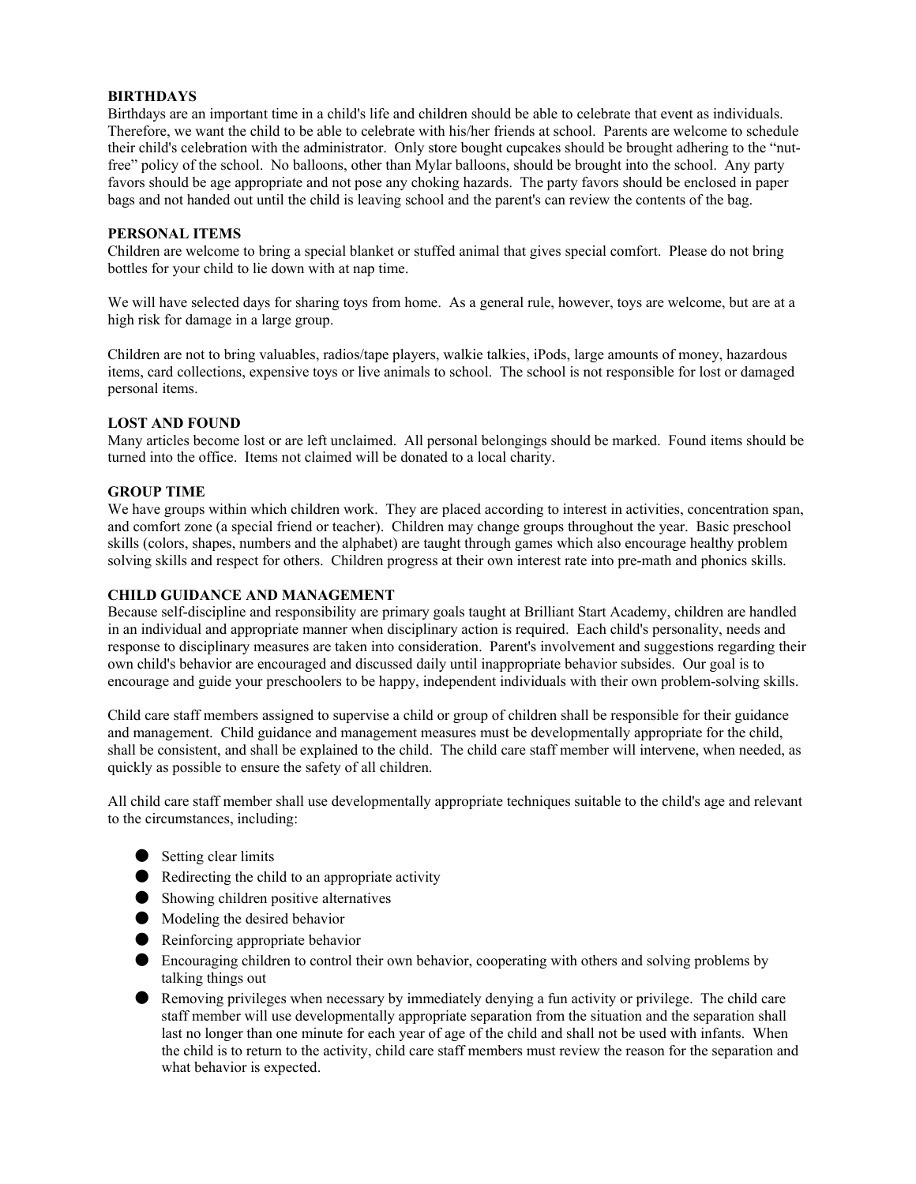**BIRTHDAYS**

Birthdays are an important time in a child's life and children should be able to celebrate that event as individuals. Therefore, we want the child to be able to celebrate with his/her friends at school. Parents are welcome to schedule their child's celebration with the administrator. Only store bought cupcakes should be brought adhering to the "nut-free" policy of the school. No balloons, other than Mylar balloons, should be brought into the school. Any party favors should be age appropriate and not pose any choking hazards. The party favors should be enclosed in paper bags and not handed out until the child is leaving school and the parent's can review the contents of the bag.

**PERSONAL ITEMS**

Children are welcome to bring a special blanket or stuffed animal that gives special comfort. Please do not bring bottles for your child to lie down with at nap time.

We will have selected days for sharing toys from home. As a general rule, however, toys are welcome, but are at a high risk for damage in a large group.

Children are not to bring valuables, radios/tape players, walkie talkies, iPods, large amounts of money, hazardous items, card collections, expensive toys or live animals to school. The school is not responsible for lost or damaged personal items.

**LOST AND FOUND**

Many articles become lost or are left unclaimed. All personal belongings should be marked. Found items should be turned into the office. Items not claimed will be donated to a local charity.

**GROUP TIME**

We have groups within which children work. They are placed according to interest in activities, concentration span, and comfort zone (a special friend or teacher). Children may change groups throughout the year. Basic preschool skills (colors, shapes, numbers and the alphabet) are taught through games which also encourage healthy problem solving skills and respect for others. Children progress at their own interest rate into pre-math and phonics skills.

**CHILD GUIDANCE AND MANAGEMENT**

Because self-discipline and responsibility are primary goals taught at Brilliant Start Academy, children are handled in an individual and appropriate manner when disciplinary action is required. Each child's personality, needs and response to disciplinary measures are taken into consideration. Parent's involvement and suggestions regarding their own child's behavior are encouraged and discussed daily until inappropriate behavior subsides. Our goal is to encourage and guide your preschoolers to be happy, independent individuals with their own problem-solving skills.

Child care staff members assigned to supervise a child or group of children shall be responsible for their guidance and management. Child guidance and management measures must be developmentally appropriate for the child, shall be consistent, and shall be explained to the child. The child care staff member will intervene, when needed, as quickly as possible to ensure the safety of all children.

All child care staff member shall use developmentally appropriate techniques suitable to the child's age and relevant to the circumstances, including:

- Setting clear limits
- Redirecting the child to an appropriate activity
- Showing children positive alternatives
- Modeling the desired behavior
- Reinforcing appropriate behavior
- Encouraging children to control their own behavior, cooperating with others and solving problems by talking things out
- Removing privileges when necessary by immediately denying a fun activity or privilege. The child care staff member will use developmentally appropriate separation from the situation and the separation shall last no longer than one minute for each year of age of the child and shall not be used with infants. When the child is to return to the activity, child care staff members must review the reason for the separation and what behavior is expected.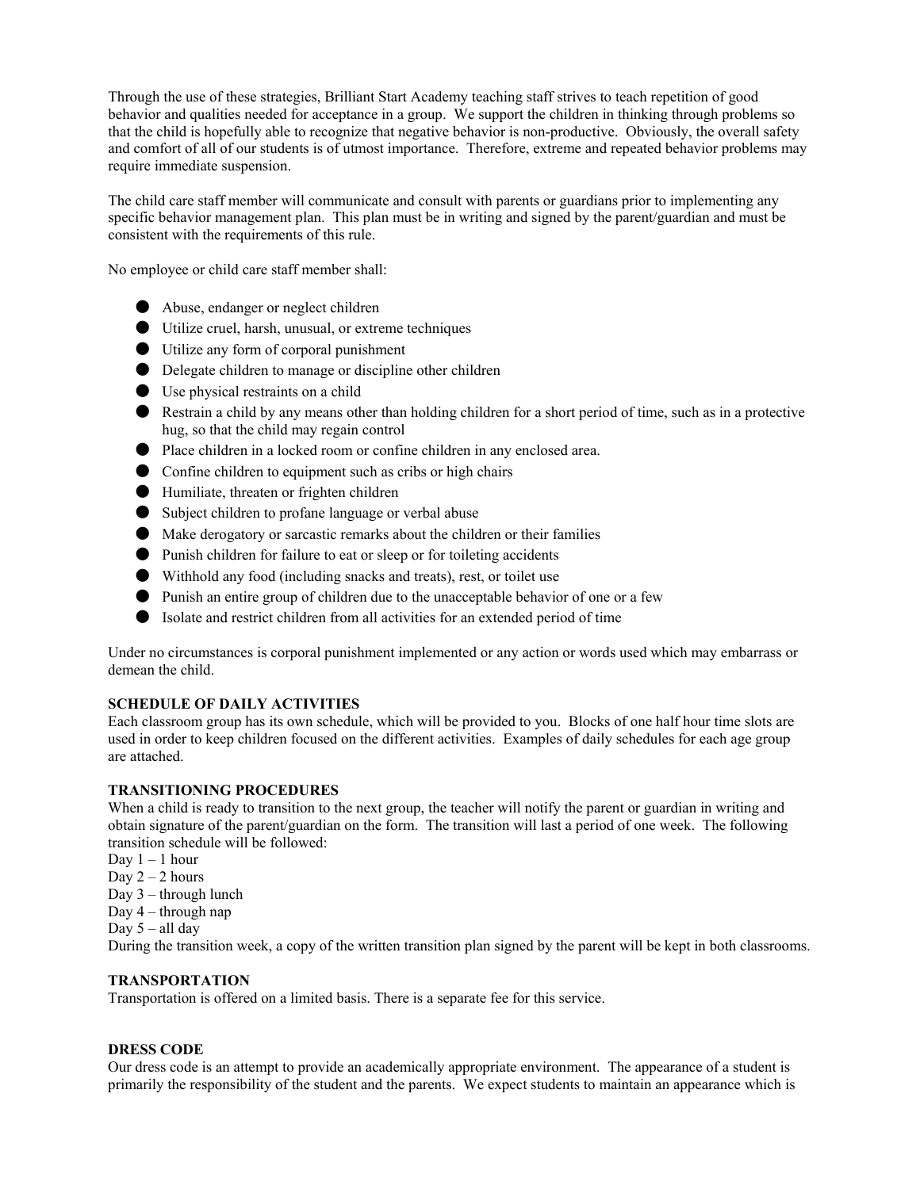Through the use of these strategies, Brilliant Start Academy teaching staff strives to teach repetition of good behavior and qualities needed for acceptance in a group. We support the children in thinking through problems so that the child is hopefully able to recognize that negative behavior is non-productive. Obviously, the overall safety and comfort of all of our students is of utmost importance. Therefore, extreme and repeated behavior problems may require immediate suspension.

The child care staff member will communicate and consult with parents or guardians prior to implementing any specific behavior management plan. This plan must be in writing and signed by the parent/guardian and must be consistent with the requirements of this rule.

No employee or child care staff member shall:

- Abuse, endanger or neglect children
- Utilize cruel, harsh, unusual, or extreme techniques
- Utilize any form of corporal punishment
- Delegate children to manage or discipline other children
- Use physical restraints on a child
- Restrain a child by any means other than holding children for a short period of time, such as in a protective hug, so that the child may regain control
- Place children in a locked room or confine children in any enclosed area.
- Confine children to equipment such as cribs or high chairs
- Humiliate, threaten or frighten children
- Subject children to profane language or verbal abuse
- Make derogatory or sarcastic remarks about the children or their families
- Punish children for failure to eat or sleep or for toileting accidents
- Withhold any food (including snacks and treats), rest, or toilet use
- Punish an entire group of children due to the unacceptable behavior of one or a few
- Isolate and restrict children from all activities for an extended period of time

Under no circumstances is corporal punishment implemented or any action or words used which may embarrass or demean the child.

**SCHEDULE OF DAILY ACTIVITIES**

Each classroom group has its own schedule, which will be provided to you. Blocks of one half hour time slots are used in order to keep children focused on the different activities. Examples of daily schedules for each age group are attached.

**TRANSITIONING PROCEDURES**

When a child is ready to transition to the next group, the teacher will notify the parent or guardian in writing and obtain signature of the parent/guardian on the form. The transition will last a period of one week. The following transition schedule will be followed:

Day 1 – 1 hour
Day 2 – 2 hours
Day 3 – through lunch
Day 4 – through nap
Day 5 – all day

During the transition week, a copy of the written transition plan signed by the parent will be kept in both classrooms.

**TRANSPORTATION**

Transportation is offered on a limited basis. There is a separate fee for this service.

**DRESS CODE**

Our dress code is an attempt to provide an academically appropriate environment. The appearance of a student is primarily the responsibility of the student and the parents. We expect students to maintain an appearance which is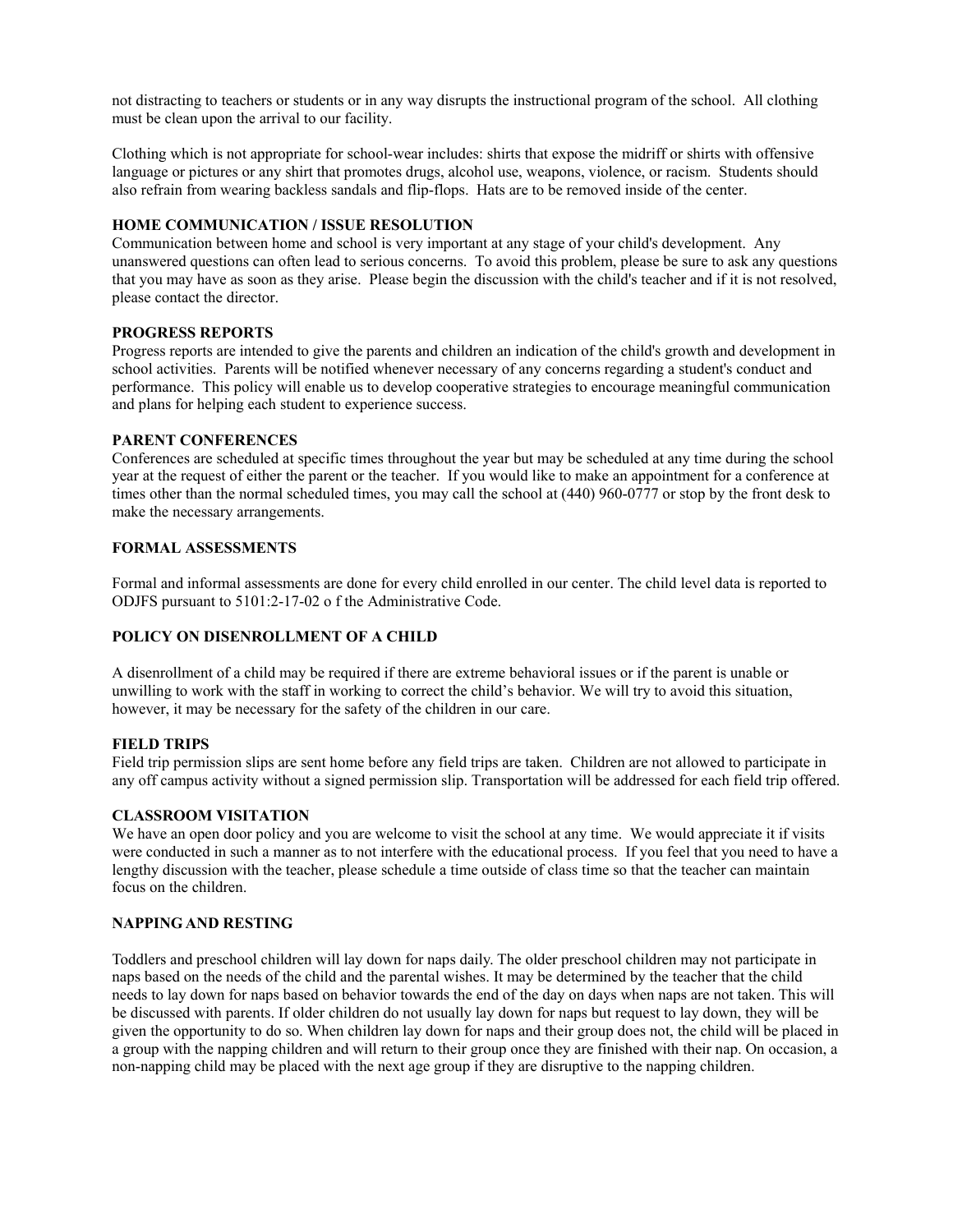not distracting to teachers or students or in any way disrupts the instructional program of the school. All clothing must be clean upon the arrival to our facility.

Clothing which is not appropriate for school-wear includes: shirts that expose the midriff or shirts with offensive language or pictures or any shirt that promotes drugs, alcohol use, weapons, violence, or racism. Students should also refrain from wearing backless sandals and flip-flops. Hats are to be removed inside of the center.

**HOME COMMUNICATION / ISSUE RESOLUTION**

Communication between home and school is very important at any stage of your child's development. Any unanswered questions can often lead to serious concerns. To avoid this problem, please be sure to ask any questions that you may have as soon as they arise. Please begin the discussion with the child's teacher and if it is not resolved, please contact the director.

**PROGRESS REPORTS**

Progress reports are intended to give the parents and children an indication of the child's growth and development in school activities. Parents will be notified whenever necessary of any concerns regarding a student's conduct and performance. This policy will enable us to develop cooperative strategies to encourage meaningful communication and plans for helping each student to experience success.

**PARENT CONFERENCES**

Conferences are scheduled at specific times throughout the year but may be scheduled at any time during the school year at the request of either the parent or the teacher. If you would like to make an appointment for a conference at times other than the normal scheduled times, you may call the school at (440) 960-0777 or stop by the front desk to make the necessary arrangements.

**FORMAL ASSESSMENTS**

Formal and informal assessments are done for every child enrolled in our center. The child level data is reported to ODJFS pursuant to 5101:2-17-02 o f the Administrative Code.

**POLICY ON DISENROLLMENT OF A CHILD**

A disenrollment of a child may be required if there are extreme behavioral issues or if the parent is unable or unwilling to work with the staff in working to correct the child's behavior. We will try to avoid this situation, however, it may be necessary for the safety of the children in our care.

**FIELD TRIPS**

Field trip permission slips are sent home before any field trips are taken. Children are not allowed to participate in any off campus activity without a signed permission slip. Transportation will be addressed for each field trip offered.

**CLASSROOM VISITATION**

We have an open door policy and you are welcome to visit the school at any time. We would appreciate it if visits were conducted in such a manner as to not interfere with the educational process. If you feel that you need to have a lengthy discussion with the teacher, please schedule a time outside of class time so that the teacher can maintain focus on the children.

**NAPPING AND RESTING**

Toddlers and preschool children will lay down for naps daily. The older preschool children may not participate in naps based on the needs of the child and the parental wishes. It may be determined by the teacher that the child needs to lay down for naps based on behavior towards the end of the day on days when naps are not taken. This will be discussed with parents. If older children do not usually lay down for naps but request to lay down, they will be given the opportunity to do so. When children lay down for naps and their group does not, the child will be placed in a group with the napping children and will return to their group once they are finished with their nap. On occasion, a non-napping child may be placed with the next age group if they are disruptive to the napping children.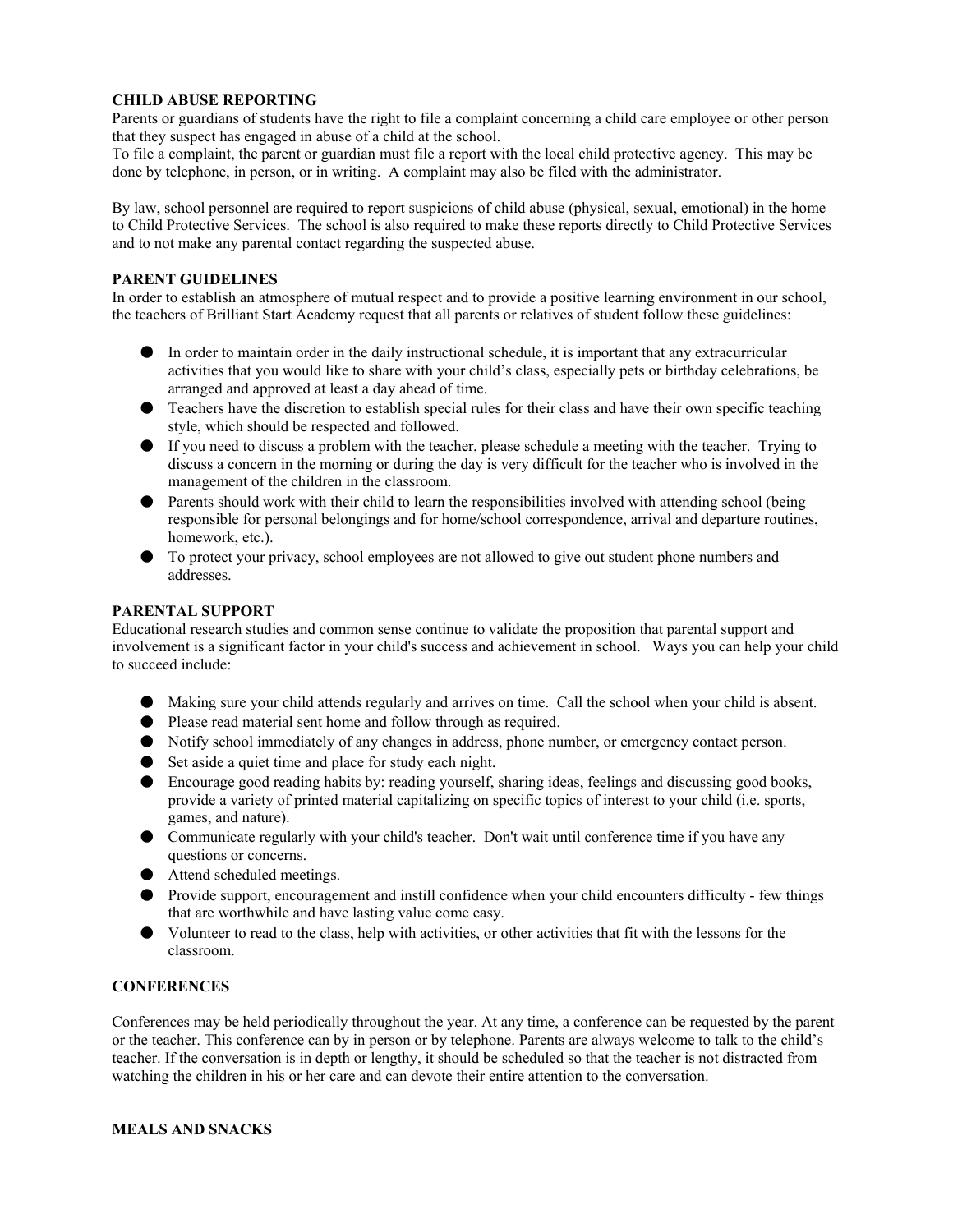**CHILD ABUSE REPORTING**

Parents or guardians of students have the right to file a complaint concerning a child care employee or other person that they suspect has engaged in abuse of a child at the school.
To file a complaint, the parent or guardian must file a report with the local child protective agency. This may be done by telephone, in person, or in writing. A complaint may also be filed with the administrator.

By law, school personnel are required to report suspicions of child abuse (physical, sexual, emotional) in the home to Child Protective Services. The school is also required to make these reports directly to Child Protective Services and to not make any parental contact regarding the suspected abuse.

**PARENT GUIDELINES**

In order to establish an atmosphere of mutual respect and to provide a positive learning environment in our school, the teachers of Brilliant Start Academy request that all parents or relatives of student follow these guidelines:

- In order to maintain order in the daily instructional schedule, it is important that any extracurricular activities that you would like to share with your child's class, especially pets or birthday celebrations, be arranged and approved at least a day ahead of time.
- Teachers have the discretion to establish special rules for their class and have their own specific teaching style, which should be respected and followed.
- If you need to discuss a problem with the teacher, please schedule a meeting with the teacher. Trying to discuss a concern in the morning or during the day is very difficult for the teacher who is involved in the management of the children in the classroom.
- Parents should work with their child to learn the responsibilities involved with attending school (being responsible for personal belongings and for home/school correspondence, arrival and departure routines, homework, etc.).
- To protect your privacy, school employees are not allowed to give out student phone numbers and addresses.

**PARENTAL SUPPORT**

Educational research studies and common sense continue to validate the proposition that parental support and involvement is a significant factor in your child's success and achievement in school. Ways you can help your child to succeed include:

- Making sure your child attends regularly and arrives on time. Call the school when your child is absent.
- Please read material sent home and follow through as required.
- Notify school immediately of any changes in address, phone number, or emergency contact person.
- Set aside a quiet time and place for study each night.
- Encourage good reading habits by: reading yourself, sharing ideas, feelings and discussing good books, provide a variety of printed material capitalizing on specific topics of interest to your child (i.e. sports, games, and nature).
- Communicate regularly with your child's teacher. Don't wait until conference time if you have any questions or concerns.
- Attend scheduled meetings.
- Provide support, encouragement and instill confidence when your child encounters difficulty - few things that are worthwhile and have lasting value come easy.
- Volunteer to read to the class, help with activities, or other activities that fit with the lessons for the classroom.

**CONFERENCES**

Conferences may be held periodically throughout the year. At any time, a conference can be requested by the parent or the teacher. This conference can by in person or by telephone. Parents are always welcome to talk to the child's teacher. If the conversation is in depth or lengthy, it should be scheduled so that the teacher is not distracted from watching the children in his or her care and can devote their entire attention to the conversation.

**MEALS AND SNACKS**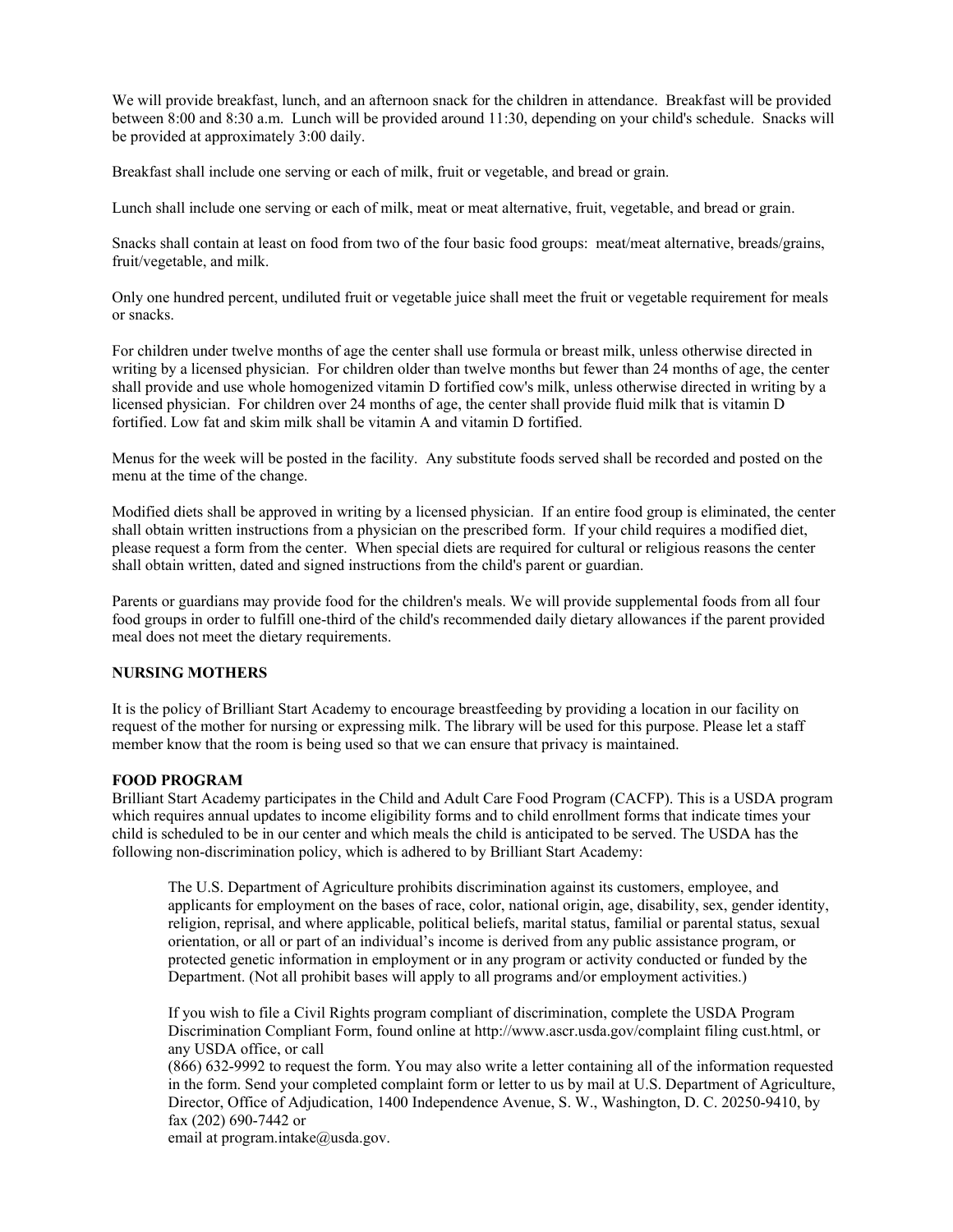We will provide breakfast, lunch, and an afternoon snack for the children in attendance. Breakfast will be provided between 8:00 and 8:30 a.m. Lunch will be provided around 11:30, depending on your child's schedule. Snacks will be provided at approximately 3:00 daily.

Breakfast shall include one serving or each of milk, fruit or vegetable, and bread or grain.

Lunch shall include one serving or each of milk, meat or meat alternative, fruit, vegetable, and bread or grain.

Snacks shall contain at least on food from two of the four basic food groups: meat/meat alternative, breads/grains, fruit/vegetable, and milk.

Only one hundred percent, undiluted fruit or vegetable juice shall meet the fruit or vegetable requirement for meals or snacks.

For children under twelve months of age the center shall use formula or breast milk, unless otherwise directed in writing by a licensed physician. For children older than twelve months but fewer than 24 months of age, the center shall provide and use whole homogenized vitamin D fortified cow's milk, unless otherwise directed in writing by a licensed physician. For children over 24 months of age, the center shall provide fluid milk that is vitamin D fortified. Low fat and skim milk shall be vitamin A and vitamin D fortified.

Menus for the week will be posted in the facility. Any substitute foods served shall be recorded and posted on the menu at the time of the change.

Modified diets shall be approved in writing by a licensed physician. If an entire food group is eliminated, the center shall obtain written instructions from a physician on the prescribed form. If your child requires a modified diet, please request a form from the center. When special diets are required for cultural or religious reasons the center shall obtain written, dated and signed instructions from the child's parent or guardian.

Parents or guardians may provide food for the children's meals. We will provide supplemental foods from all four food groups in order to fulfill one-third of the child's recommended daily dietary allowances if the parent provided meal does not meet the dietary requirements.

**NURSING MOTHERS**

It is the policy of Brilliant Start Academy to encourage breastfeeding by providing a location in our facility on request of the mother for nursing or expressing milk. The library will be used for this purpose. Please let a staff member know that the room is being used so that we can ensure that privacy is maintained.

**FOOD PROGRAM**

Brilliant Start Academy participates in the Child and Adult Care Food Program (CACFP). This is a USDA program which requires annual updates to income eligibility forms and to child enrollment forms that indicate times your child is scheduled to be in our center and which meals the child is anticipated to be served. The USDA has the following non-discrimination policy, which is adhered to by Brilliant Start Academy:

> The U.S. Department of Agriculture prohibits discrimination against its customers, employee, and applicants for employment on the bases of race, color, national origin, age, disability, sex, gender identity, religion, reprisal, and where applicable, political beliefs, marital status, familial or parental status, sexual orientation, or all or part of an individual's income is derived from any public assistance program, or protected genetic information in employment or in any program or activity conducted or funded by the Department. (Not all prohibit bases will apply to all programs and/or employment activities.)
>
> If you wish to file a Civil Rights program compliant of discrimination, complete the USDA Program Discrimination Compliant Form, found online at http://www.ascr.usda.gov/complaint filing cust.html, or any USDA office, or call
> (866) 632-9992 to request the form. You may also write a letter containing all of the information requested in the form. Send your completed complaint form or letter to us by mail at U.S. Department of Agriculture, Director, Office of Adjudication, 1400 Independence Avenue, S. W., Washington, D. C. 20250-9410, by fax (202) 690-7442 or
> email at program.intake@usda.gov.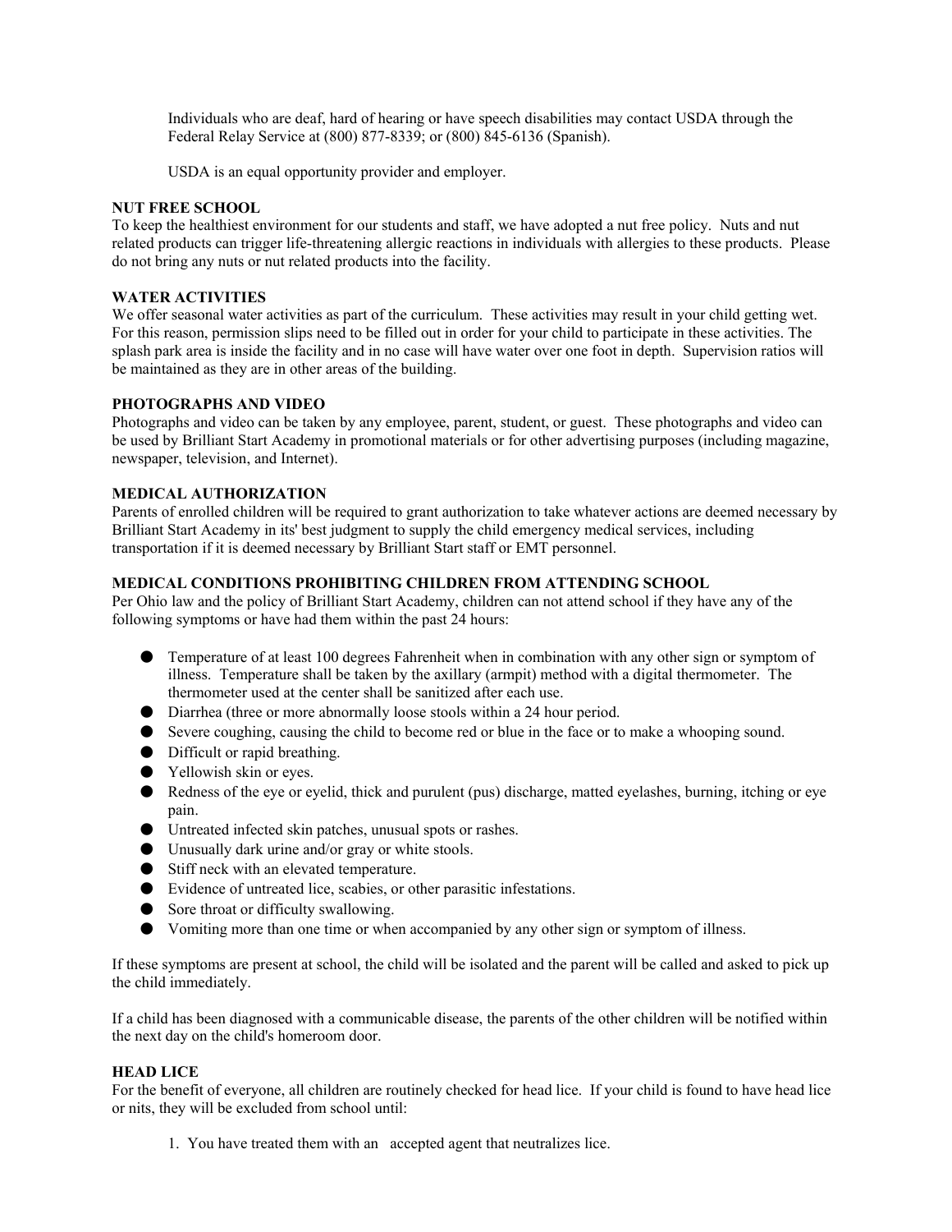Individuals who are deaf, hard of hearing or have speech disabilities may contact USDA through the Federal Relay Service at (800) 877-8339; or (800) 845-6136 (Spanish).

USDA is an equal opportunity provider and employer.

**NUT FREE SCHOOL**

To keep the healthiest environment for our students and staff, we have adopted a nut free policy. Nuts and nut related products can trigger life-threatening allergic reactions in individuals with allergies to these products. Please do not bring any nuts or nut related products into the facility.

**WATER ACTIVITIES**

We offer seasonal water activities as part of the curriculum. These activities may result in your child getting wet. For this reason, permission slips need to be filled out in order for your child to participate in these activities. The splash park area is inside the facility and in no case will have water over one foot in depth. Supervision ratios will be maintained as they are in other areas of the building.

**PHOTOGRAPHS AND VIDEO**

Photographs and video can be taken by any employee, parent, student, or guest. These photographs and video can be used by Brilliant Start Academy in promotional materials or for other advertising purposes (including magazine, newspaper, television, and Internet).

**MEDICAL AUTHORIZATION**

Parents of enrolled children will be required to grant authorization to take whatever actions are deemed necessary by Brilliant Start Academy in its' best judgment to supply the child emergency medical services, including transportation if it is deemed necessary by Brilliant Start staff or EMT personnel.

**MEDICAL CONDITIONS PROHIBITING CHILDREN FROM ATTENDING SCHOOL**

Per Ohio law and the policy of Brilliant Start Academy, children can not attend school if they have any of the following symptoms or have had them within the past 24 hours:

- Temperature of at least 100 degrees Fahrenheit when in combination with any other sign or symptom of illness. Temperature shall be taken by the axillary (armpit) method with a digital thermometer. The thermometer used at the center shall be sanitized after each use.
- Diarrhea (three or more abnormally loose stools within a 24 hour period.
- Severe coughing, causing the child to become red or blue in the face or to make a whooping sound.
- Difficult or rapid breathing.
- Yellowish skin or eyes.
- Redness of the eye or eyelid, thick and purulent (pus) discharge, matted eyelashes, burning, itching or eye pain.
- Untreated infected skin patches, unusual spots or rashes.
- Unusually dark urine and/or gray or white stools.
- Stiff neck with an elevated temperature.
- Evidence of untreated lice, scabies, or other parasitic infestations.
- Sore throat or difficulty swallowing.
- Vomiting more than one time or when accompanied by any other sign or symptom of illness.

If these symptoms are present at school, the child will be isolated and the parent will be called and asked to pick up the child immediately.

If a child has been diagnosed with a communicable disease, the parents of the other children will be notified within the next day on the child's homeroom door.

**HEAD LICE**

For the benefit of everyone, all children are routinely checked for head lice. If your child is found to have head lice or nits, they will be excluded from school until:

1. You have treated them with an accepted agent that neutralizes lice.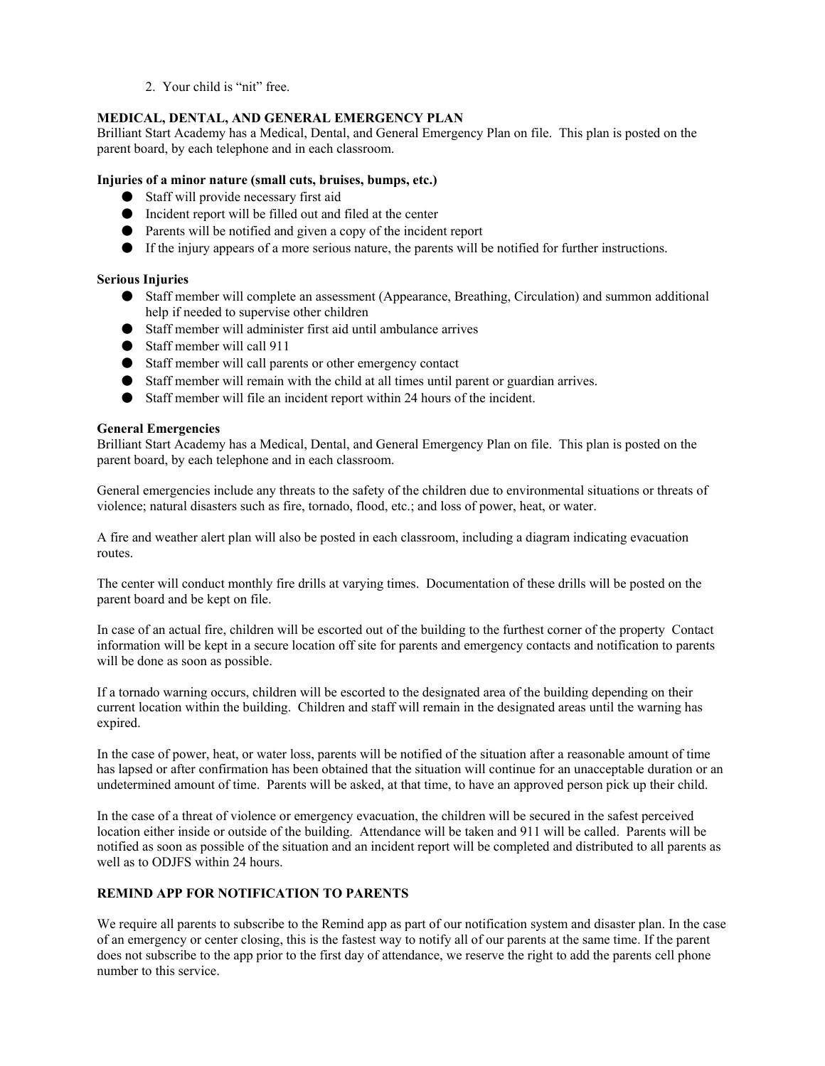2. Your child is “nit” free.

**MEDICAL, DENTAL, AND GENERAL EMERGENCY PLAN**

Brilliant Start Academy has a Medical, Dental, and General Emergency Plan on file. This plan is posted on the parent board, by each telephone and in each classroom.

**Injuries of a minor nature (small cuts, bruises, bumps, etc.)**

- Staff will provide necessary first aid
- Incident report will be filled out and filed at the center
- Parents will be notified and given a copy of the incident report
- If the injury appears of a more serious nature, the parents will be notified for further instructions.

**Serious Injuries**

- Staff member will complete an assessment (Appearance, Breathing, Circulation) and summon additional help if needed to supervise other children
- Staff member will administer first aid until ambulance arrives
- Staff member will call 911
- Staff member will call parents or other emergency contact
- Staff member will remain with the child at all times until parent or guardian arrives.
- Staff member will file an incident report within 24 hours of the incident.

**General Emergencies**

Brilliant Start Academy has a Medical, Dental, and General Emergency Plan on file. This plan is posted on the parent board, by each telephone and in each classroom.

General emergencies include any threats to the safety of the children due to environmental situations or threats of violence; natural disasters such as fire, tornado, flood, etc.; and loss of power, heat, or water.

A fire and weather alert plan will also be posted in each classroom, including a diagram indicating evacuation routes.

The center will conduct monthly fire drills at varying times. Documentation of these drills will be posted on the parent board and be kept on file.

In case of an actual fire, children will be escorted out of the building to the furthest corner of the property Contact information will be kept in a secure location off site for parents and emergency contacts and notification to parents will be done as soon as possible.

If a tornado warning occurs, children will be escorted to the designated area of the building depending on their current location within the building. Children and staff will remain in the designated areas until the warning has expired.

In the case of power, heat, or water loss, parents will be notified of the situation after a reasonable amount of time has lapsed or after confirmation has been obtained that the situation will continue for an unacceptable duration or an undetermined amount of time. Parents will be asked, at that time, to have an approved person pick up their child.

In the case of a threat of violence or emergency evacuation, the children will be secured in the safest perceived location either inside or outside of the building. Attendance will be taken and 911 will be called. Parents will be notified as soon as possible of the situation and an incident report will be completed and distributed to all parents as well as to ODJFS within 24 hours.

**REMIND APP FOR NOTIFICATION TO PARENTS**

We require all parents to subscribe to the Remind app as part of our notification system and disaster plan. In the case of an emergency or center closing, this is the fastest way to notify all of our parents at the same time. If the parent does not subscribe to the app prior to the first day of attendance, we reserve the right to add the parents cell phone number to this service.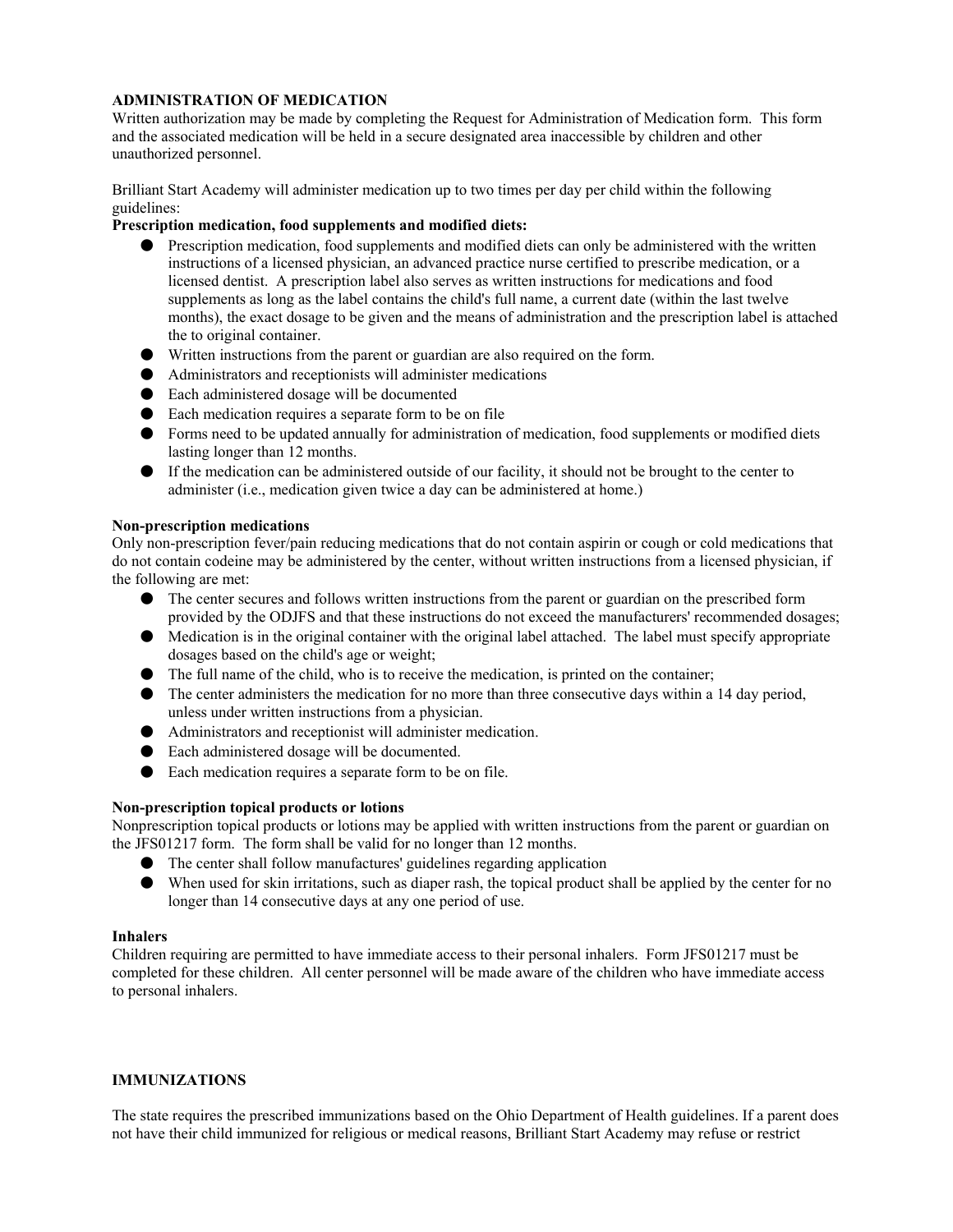**ADMINISTRATION OF MEDICATION**

Written authorization may be made by completing the Request for Administration of Medication form. This form and the associated medication will be held in a secure designated area inaccessible by children and other unauthorized personnel.

Brilliant Start Academy will administer medication up to two times per day per child within the following guidelines:

**Prescription medication, food supplements and modified diets:**

- Prescription medication, food supplements and modified diets can only be administered with the written instructions of a licensed physician, an advanced practice nurse certified to prescribe medication, or a licensed dentist. A prescription label also serves as written instructions for medications and food supplements as long as the label contains the child's full name, a current date (within the last twelve months), the exact dosage to be given and the means of administration and the prescription label is attached the to original container.
- Written instructions from the parent or guardian are also required on the form.
- Administrators and receptionists will administer medications
- Each administered dosage will be documented
- Each medication requires a separate form to be on file
- Forms need to be updated annually for administration of medication, food supplements or modified diets lasting longer than 12 months.
- If the medication can be administered outside of our facility, it should not be brought to the center to administer (i.e., medication given twice a day can be administered at home.)

**Non-prescription medications**

Only non-prescription fever/pain reducing medications that do not contain aspirin or cough or cold medications that do not contain codeine may be administered by the center, without written instructions from a licensed physician, if the following are met:

- The center secures and follows written instructions from the parent or guardian on the prescribed form provided by the ODJFS and that these instructions do not exceed the manufacturers' recommended dosages;
- Medication is in the original container with the original label attached. The label must specify appropriate dosages based on the child's age or weight;
- The full name of the child, who is to receive the medication, is printed on the container;
- The center administers the medication for no more than three consecutive days within a 14 day period, unless under written instructions from a physician.
- Administrators and receptionist will administer medication.
- Each administered dosage will be documented.
- Each medication requires a separate form to be on file.

**Non-prescription topical products or lotions**

Nonprescription topical products or lotions may be applied with written instructions from the parent or guardian on the JFS01217 form. The form shall be valid for no longer than 12 months.

- The center shall follow manufactures' guidelines regarding application
- When used for skin irritations, such as diaper rash, the topical product shall be applied by the center for no longer than 14 consecutive days at any one period of use.

**Inhalers**

Children requiring are permitted to have immediate access to their personal inhalers. Form JFS01217 must be completed for these children. All center personnel will be made aware of the children who have immediate access to personal inhalers.

**IMMUNIZATIONS**

The state requires the prescribed immunizations based on the Ohio Department of Health guidelines. If a parent does not have their child immunized for religious or medical reasons, Brilliant Start Academy may refuse or restrict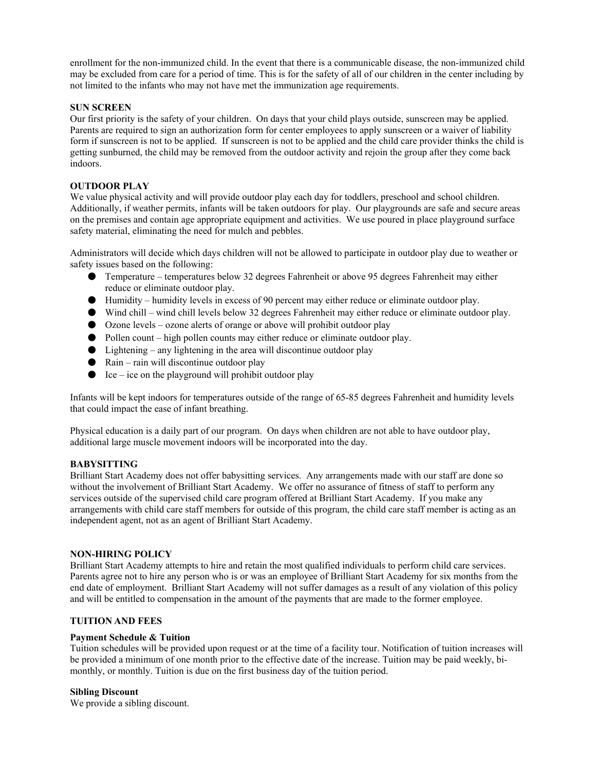enrollment for the non-immunized child. In the event that there is a communicable disease, the non-immunized child may be excluded from care for a period of time. This is for the safety of all of our children in the center including by not limited to the infants who may not have met the immunization age requirements.

**SUN SCREEN**

Our first priority is the safety of your children. On days that your child plays outside, sunscreen may be applied. Parents are required to sign an authorization form for center employees to apply sunscreen or a waiver of liability form if sunscreen is not to be applied. If sunscreen is not to be applied and the child care provider thinks the child is getting sunburned, the child may be removed from the outdoor activity and rejoin the group after they come back indoors.

**OUTDOOR PLAY**

We value physical activity and will provide outdoor play each day for toddlers, preschool and school children. Additionally, if weather permits, infants will be taken outdoors for play. Our playgrounds are safe and secure areas on the premises and contain age appropriate equipment and activities. We use poured in place playground surface safety material, eliminating the need for mulch and pebbles.

Administrators will decide which days children will not be allowed to participate in outdoor play due to weather or safety issues based on the following:

- Temperature – temperatures below 32 degrees Fahrenheit or above 95 degrees Fahrenheit may either reduce or eliminate outdoor play.
- Humidity – humidity levels in excess of 90 percent may either reduce or eliminate outdoor play.
- Wind chill – wind chill levels below 32 degrees Fahrenheit may either reduce or eliminate outdoor play.
- Ozone levels – ozone alerts of orange or above will prohibit outdoor play
- Pollen count – high pollen counts may either reduce or eliminate outdoor play.
- Lightening – any lightening in the area will discontinue outdoor play
- Rain – rain will discontinue outdoor play
- Ice – ice on the playground will prohibit outdoor play

Infants will be kept indoors for temperatures outside of the range of 65-85 degrees Fahrenheit and humidity levels that could impact the ease of infant breathing.

Physical education is a daily part of our program. On days when children are not able to have outdoor play, additional large muscle movement indoors will be incorporated into the day.

**BABYSITTING**

Brilliant Start Academy does not offer babysitting services. Any arrangements made with our staff are done so without the involvement of Brilliant Start Academy. We offer no assurance of fitness of staff to perform any services outside of the supervised child care program offered at Brilliant Start Academy. If you make any arrangements with child care staff members for outside of this program, the child care staff member is acting as an independent agent, not as an agent of Brilliant Start Academy.

**NON-HIRING POLICY**

Brilliant Start Academy attempts to hire and retain the most qualified individuals to perform child care services. Parents agree not to hire any person who is or was an employee of Brilliant Start Academy for six months from the end date of employment. Brilliant Start Academy will not suffer damages as a result of any violation of this policy and will be entitled to compensation in the amount of the payments that are made to the former employee.

**TUITION AND FEES**

**Payment Schedule & Tuition**

Tuition schedules will be provided upon request or at the time of a facility tour. Notification of tuition increases will be provided a minimum of one month prior to the effective date of the increase. Tuition may be paid weekly, bi-monthly, or monthly. Tuition is due on the first business day of the tuition period.

**Sibling Discount**

We provide a sibling discount.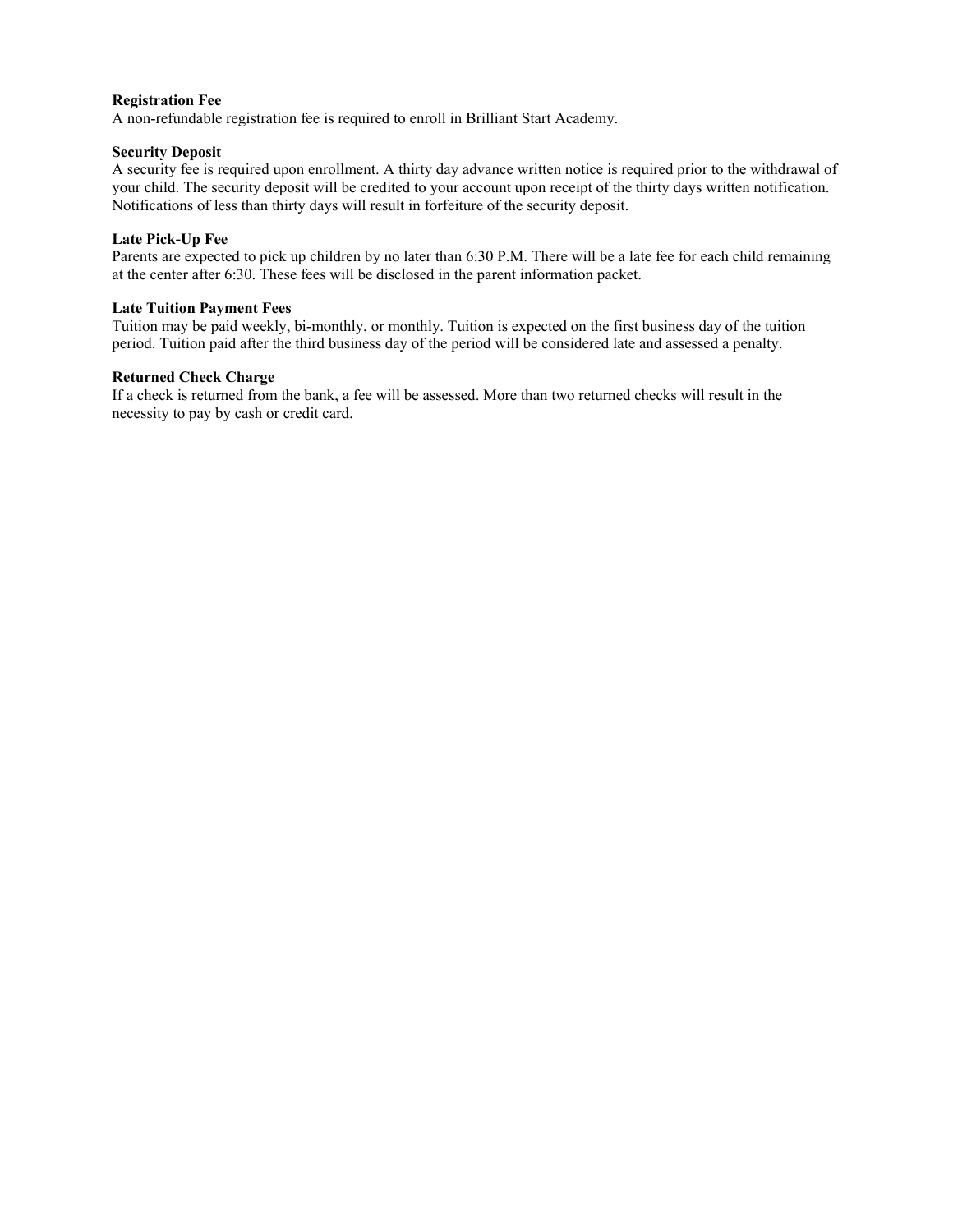**Registration Fee**
A non-refundable registration fee is required to enroll in Brilliant Start Academy.

**Security Deposit**
A security fee is required upon enrollment. A thirty day advance written notice is required prior to the withdrawal of your child. The security deposit will be credited to your account upon receipt of the thirty days written notification. Notifications of less than thirty days will result in forfeiture of the security deposit.

**Late Pick-Up Fee**
Parents are expected to pick up children by no later than 6:30 P.M. There will be a late fee for each child remaining at the center after 6:30. These fees will be disclosed in the parent information packet.

**Late Tuition Payment Fees**
Tuition may be paid weekly, bi-monthly, or monthly. Tuition is expected on the first business day of the tuition period. Tuition paid after the third business day of the period will be considered late and assessed a penalty.

**Returned Check Charge**
If a check is returned from the bank, a fee will be assessed. More than two returned checks will result in the necessity to pay by cash or credit card.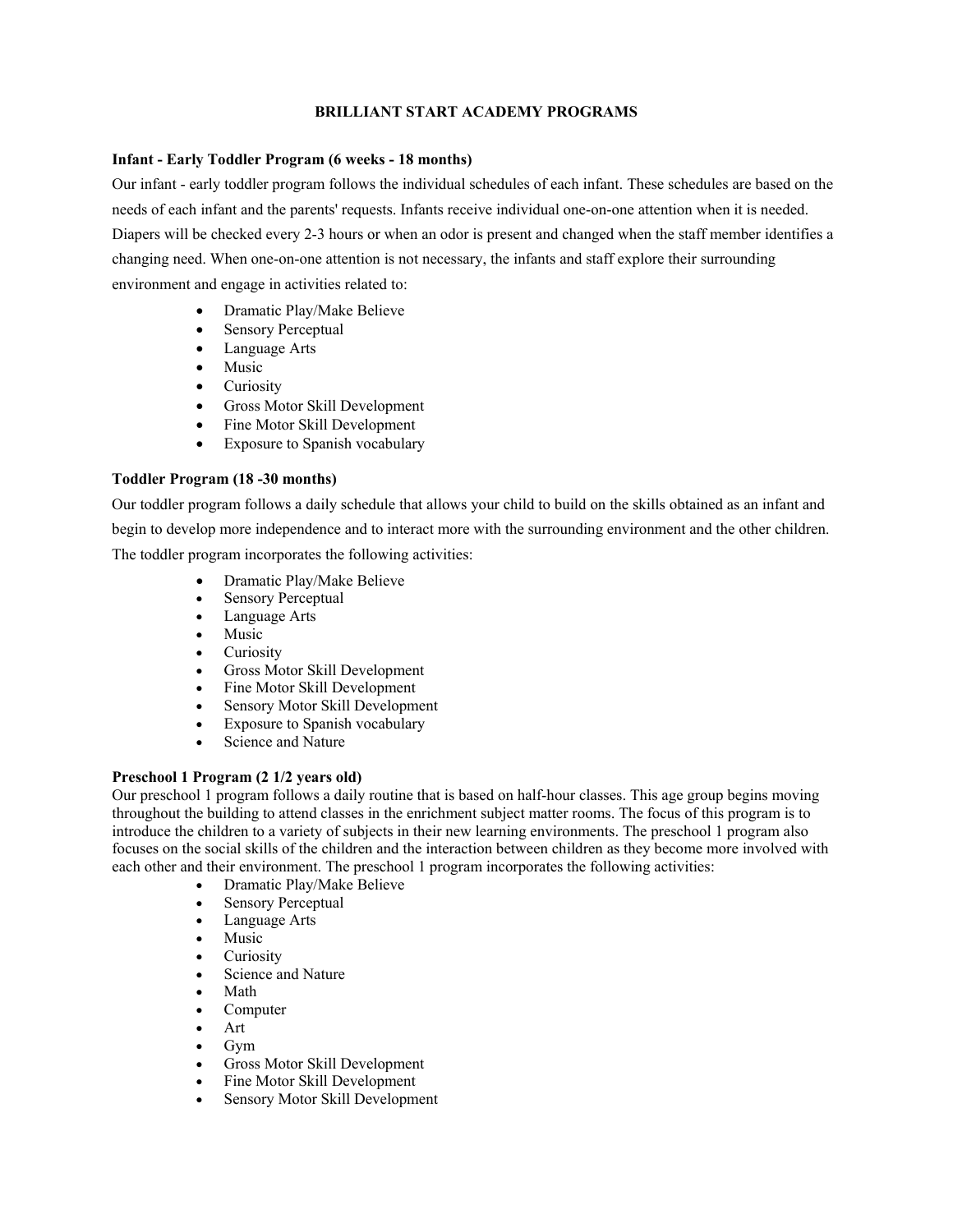# BRILLIANT START ACADEMY PROGRAMS

**Infant - Early Toddler Program (6 weeks - 18 months)**

Our infant - early toddler program follows the individual schedules of each infant. These schedules are based on the needs of each infant and the parents' requests. Infants receive individual one-on-one attention when it is needed. Diapers will be checked every 2-3 hours or when an odor is present and changed when the staff member identifies a changing need. When one-on-one attention is not necessary, the infants and staff explore their surrounding environment and engage in activities related to:

- Dramatic Play/Make Believe
- Sensory Perceptual
- Language Arts
- Music
- Curiosity
- Gross Motor Skill Development
- Fine Motor Skill Development
- Exposure to Spanish vocabulary

**Toddler Program (18 -30 months)**

Our toddler program follows a daily schedule that allows your child to build on the skills obtained as an infant and begin to develop more independence and to interact more with the surrounding environment and the other children. The toddler program incorporates the following activities:

- Dramatic Play/Make Believe
- Sensory Perceptual
- Language Arts
- Music
- Curiosity
- Gross Motor Skill Development
- Fine Motor Skill Development
- Sensory Motor Skill Development
- Exposure to Spanish vocabulary
- Science and Nature

**Preschool 1 Program (2 1/2 years old)**

Our preschool 1 program follows a daily routine that is based on half-hour classes. This age group begins moving throughout the building to attend classes in the enrichment subject matter rooms. The focus of this program is to introduce the children to a variety of subjects in their new learning environments. The preschool 1 program also focuses on the social skills of the children and the interaction between children as they become more involved with each other and their environment. The preschool 1 program incorporates the following activities:

- Dramatic Play/Make Believe
- Sensory Perceptual
- Language Arts
- Music
- Curiosity
- Science and Nature
- Math
- Computer
- Art
- Gym
- Gross Motor Skill Development
- Fine Motor Skill Development
- Sensory Motor Skill Development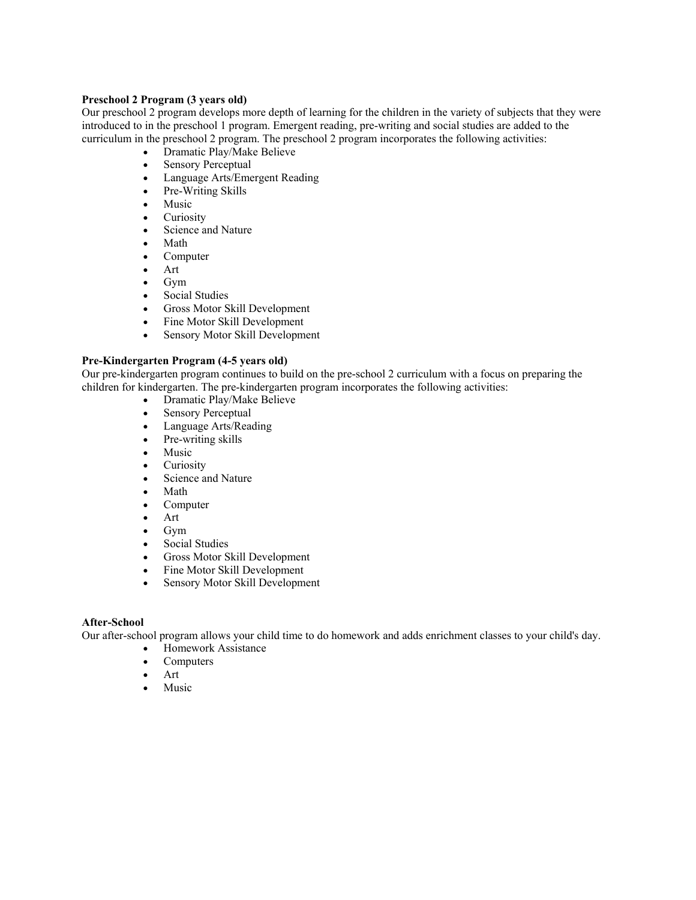**Preschool 2 Program (3 years old)**
Our preschool 2 program develops more depth of learning for the children in the variety of subjects that they were introduced to in the preschool 1 program. Emergent reading, pre-writing and social studies are added to the curriculum in the preschool 2 program. The preschool 2 program incorporates the following activities:

- Dramatic Play/Make Believe
- Sensory Perceptual
- Language Arts/Emergent Reading
- Pre-Writing Skills
- Music
- Curiosity
- Science and Nature
- Math
- Computer
- Art
- Gym
- Social Studies
- Gross Motor Skill Development
- Fine Motor Skill Development
- Sensory Motor Skill Development

**Pre-Kindergarten Program (4-5 years old)**
Our pre-kindergarten program continues to build on the pre-school 2 curriculum with a focus on preparing the children for kindergarten. The pre-kindergarten program incorporates the following activities:

- Dramatic Play/Make Believe
- Sensory Perceptual
- Language Arts/Reading
- Pre-writing skills
- Music
- Curiosity
- Science and Nature
- Math
- Computer
- Art
- Gym
- Social Studies
- Gross Motor Skill Development
- Fine Motor Skill Development
- Sensory Motor Skill Development

**After-School**
Our after-school program allows your child time to do homework and adds enrichment classes to your child's day.

- Homework Assistance
- Computers
- Art
- Music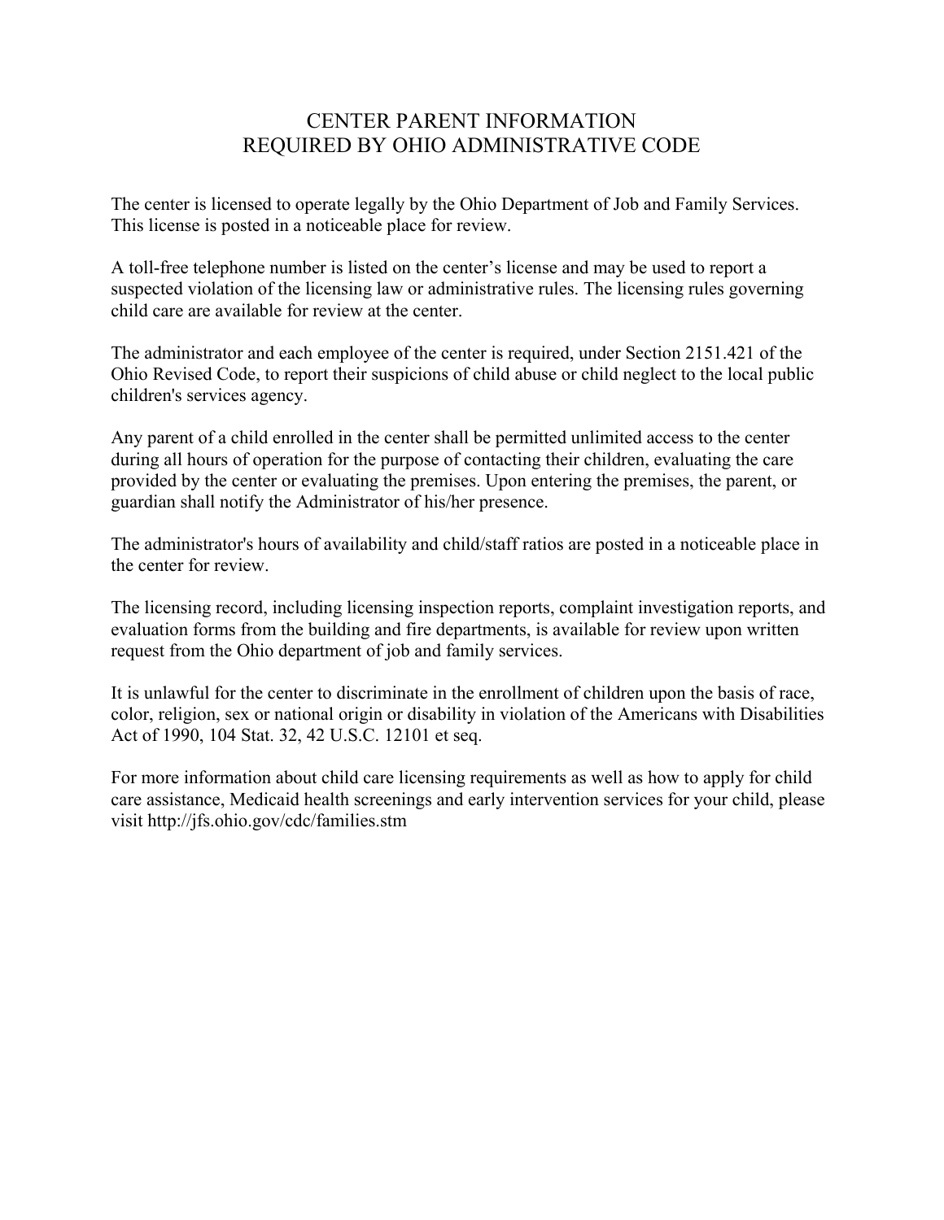# CENTER PARENT INFORMATION
# REQUIRED BY OHIO ADMINISTRATIVE CODE

The center is licensed to operate legally by the Ohio Department of Job and Family Services. This license is posted in a noticeable place for review.

A toll-free telephone number is listed on the center's license and may be used to report a suspected violation of the licensing law or administrative rules. The licensing rules governing child care are available for review at the center.

The administrator and each employee of the center is required, under Section 2151.421 of the Ohio Revised Code, to report their suspicions of child abuse or child neglect to the local public children's services agency.

Any parent of a child enrolled in the center shall be permitted unlimited access to the center during all hours of operation for the purpose of contacting their children, evaluating the care provided by the center or evaluating the premises. Upon entering the premises, the parent, or guardian shall notify the Administrator of his/her presence.

The administrator's hours of availability and child/staff ratios are posted in a noticeable place in the center for review.

The licensing record, including licensing inspection reports, complaint investigation reports, and evaluation forms from the building and fire departments, is available for review upon written request from the Ohio department of job and family services.

It is unlawful for the center to discriminate in the enrollment of children upon the basis of race, color, religion, sex or national origin or disability in violation of the Americans with Disabilities Act of 1990, 104 Stat. 32, 42 U.S.C. 12101 et seq.

For more information about child care licensing requirements as well as how to apply for child care assistance, Medicaid health screenings and early intervention services for your child, please visit http://jfs.ohio.gov/cdc/families.stm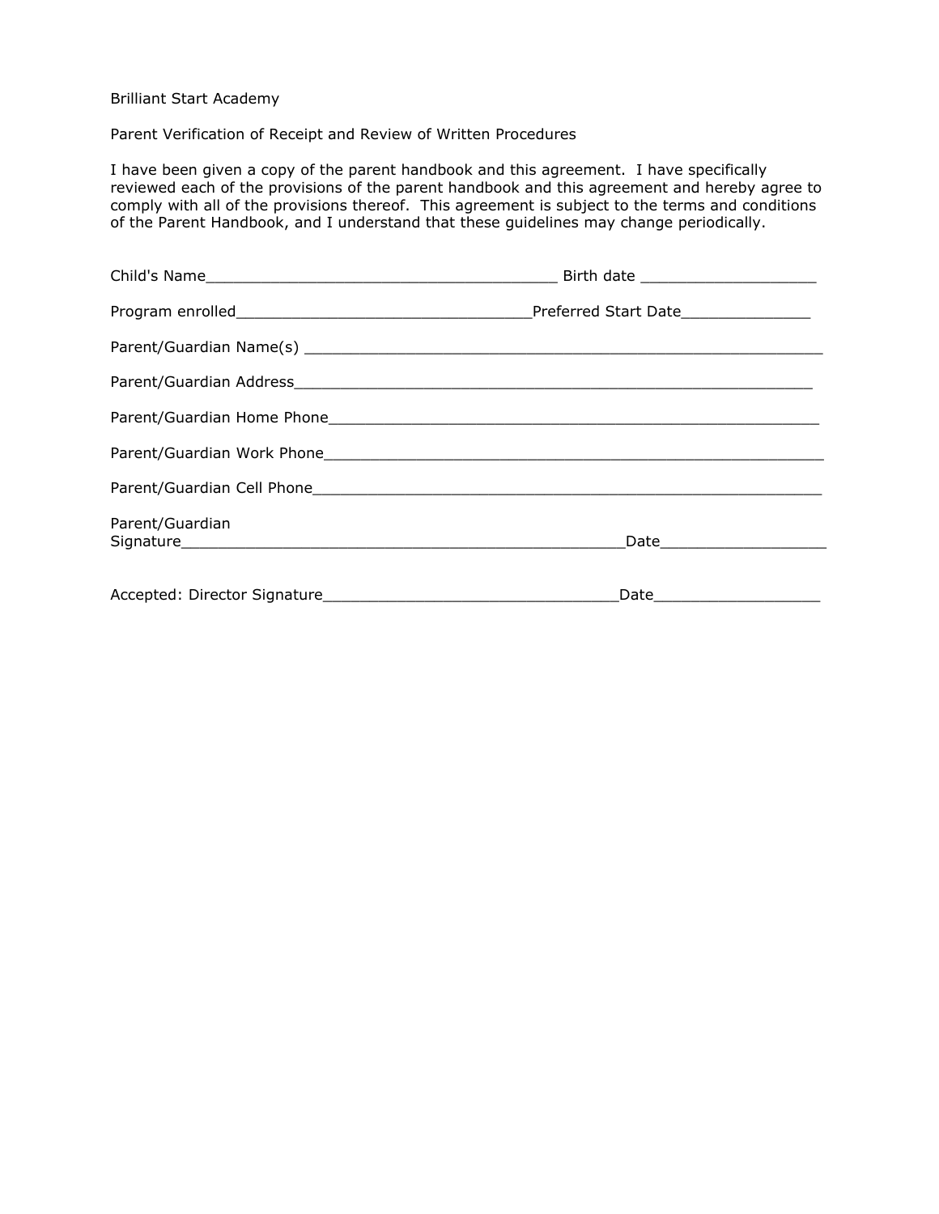Brilliant Start Academy

Parent Verification of Receipt and Review of Written Procedures

I have been given a copy of the parent handbook and this agreement. I have specifically reviewed each of the provisions of the parent handbook and this agreement and hereby agree to comply with all of the provisions thereof. This agreement is subject to the terms and conditions of the Parent Handbook, and I understand that these guidelines may change periodically.

Child's Name_______________________________________ Birth date ___________________

Program enrolled________________________________Preferred Start Date______________

Parent/Guardian Name(s) _________________________________________________________

Parent/Guardian Address_______________________________________________________

Parent/Guardian Home Phone_____________________________________________________

Parent/Guardian Work Phone______________________________________________________

Parent/Guardian Cell Phone______________________________________________________

Parent/Guardian Signature_________________________________________________Date__________________

Accepted: Director Signature________________________________Date_________________